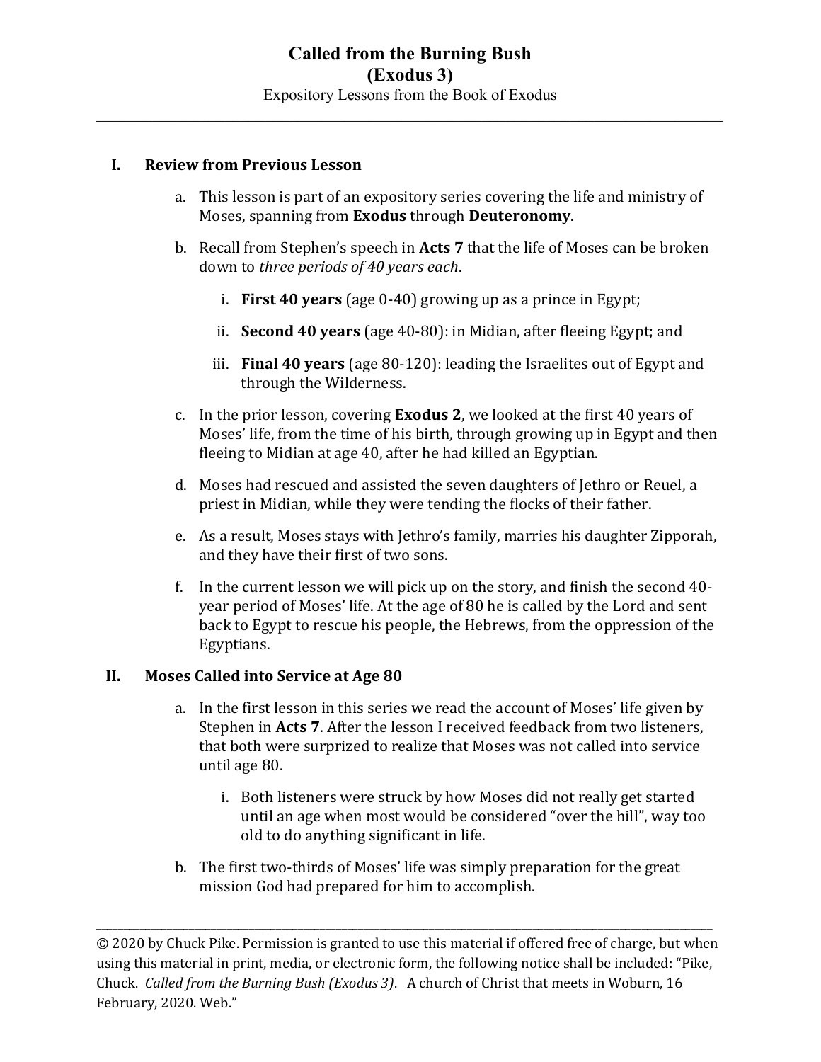# Called from the Burning Bush
## (Exodus 3)

Expository Lessons from the Book of Exodus

---

### I. Review from Previous Lesson

a. This lesson is part of an expository series covering the life and ministry of Moses, spanning from **Exodus** through **Deuteronomy**.

b. Recall from Stephen's speech in **Acts 7** that the life of Moses can be broken down to *three periods of 40 years each*.

   i. **First 40 years** (age 0-40) growing up as a prince in Egypt;

   ii. **Second 40 years** (age 40-80): in Midian, after fleeing Egypt; and

   iii. **Final 40 years** (age 80-120): leading the Israelites out of Egypt and through the Wilderness.

c. In the prior lesson, covering **Exodus 2**, we looked at the first 40 years of Moses' life, from the time of his birth, through growing up in Egypt and then fleeing to Midian at age 40, after he had killed an Egyptian.

d. Moses had rescued and assisted the seven daughters of Jethro or Reuel, a priest in Midian, while they were tending the flocks of their father.

e. As a result, Moses stays with Jethro's family, marries his daughter Zipporah, and they have their first of two sons.

f. In the current lesson we will pick up on the story, and finish the second 40-year period of Moses' life. At the age of 80 he is called by the Lord and sent back to Egypt to rescue his people, the Hebrews, from the oppression of the Egyptians.

### II. Moses Called into Service at Age 80

a. In the first lesson in this series we read the account of Moses' life given by Stephen in **Acts 7**. After the lesson I received feedback from two listeners, that both were surprized to realize that Moses was not called into service until age 80.

   i. Both listeners were struck by how Moses did not really get started until an age when most would be considered "over the hill", way too old to do anything significant in life.

b. The first two-thirds of Moses' life was simply preparation for the great mission God had prepared for him to accomplish.

---

© 2020 by Chuck Pike. Permission is granted to use this material if offered free of charge, but when using this material in print, media, or electronic form, the following notice shall be included: "Pike, Chuck. *Called from the Burning Bush (Exodus 3)*. A church of Christ that meets in Woburn, 16 February, 2020. Web."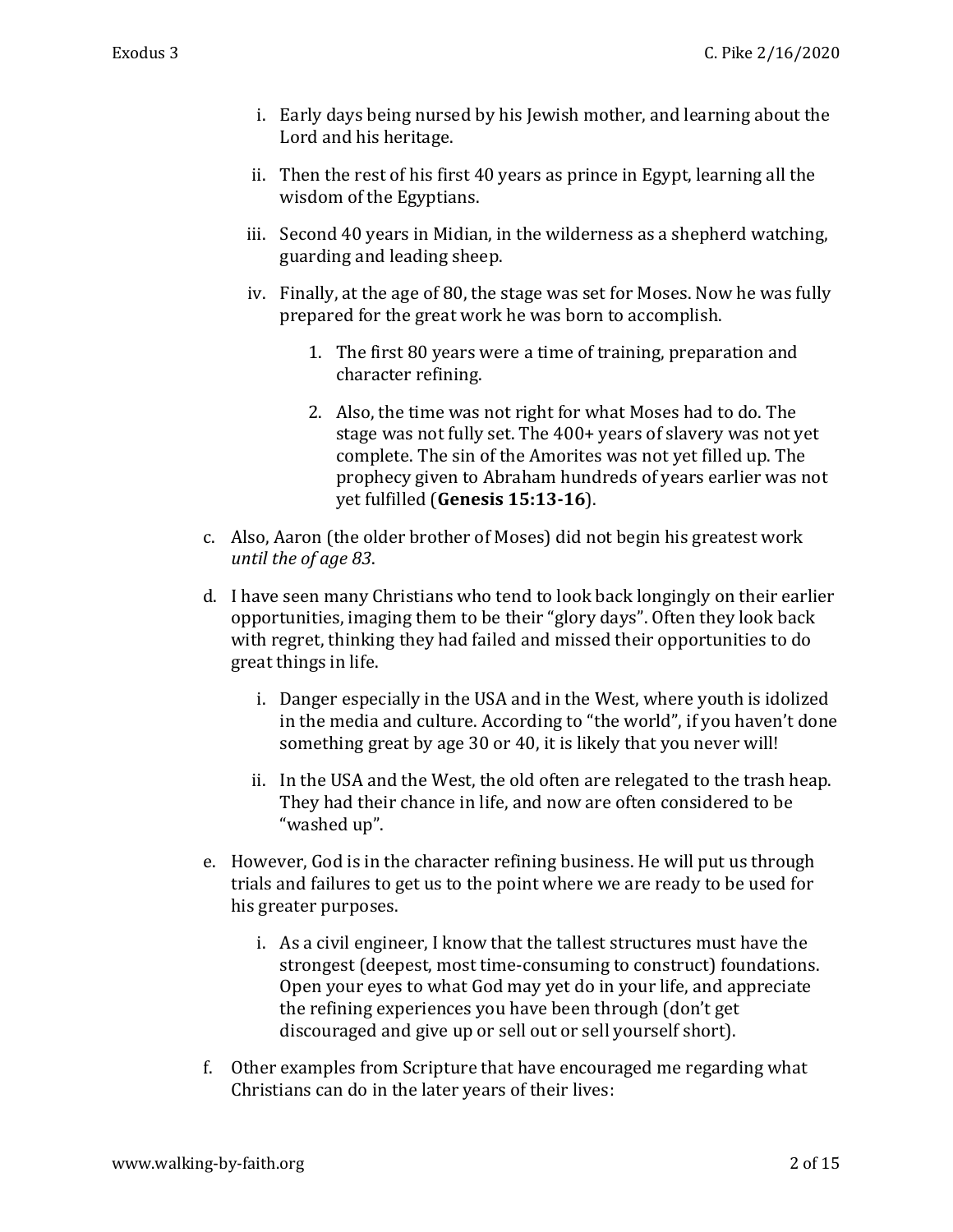i. Early days being nursed by his Jewish mother, and learning about the Lord and his heritage.

   ii. Then the rest of his first 40 years as prince in Egypt, learning all the wisdom of the Egyptians.

   iii. Second 40 years in Midian, in the wilderness as a shepherd watching, guarding and leading sheep.

   iv. Finally, at the age of 80, the stage was set for Moses. Now he was fully prepared for the great work he was born to accomplish.

      1. The first 80 years were a time of training, preparation and character refining.

      2. Also, the time was not right for what Moses had to do. The stage was not fully set. The 400+ years of slavery was not yet complete. The sin of the Amorites was not yet filled up. The prophecy given to Abraham hundreds of years earlier was not yet fulfilled (**Genesis 15:13-16**).

c. Also, Aaron (the older brother of Moses) did not begin his greatest work *until the of age 83*.

d. I have seen many Christians who tend to look back longingly on their earlier opportunities, imaging them to be their "glory days". Often they look back with regret, thinking they had failed and missed their opportunities to do great things in life.

   i. Danger especially in the USA and in the West, where youth is idolized in the media and culture. According to "the world", if you haven't done something great by age 30 or 40, it is likely that you never will!

   ii. In the USA and the West, the old often are relegated to the trash heap. They had their chance in life, and now are often considered to be "washed up".

e. However, God is in the character refining business. He will put us through trials and failures to get us to the point where we are ready to be used for his greater purposes.

   i. As a civil engineer, I know that the tallest structures must have the strongest (deepest, most time-consuming to construct) foundations. Open your eyes to what God may yet do in your life, and appreciate the refining experiences you have been through (don't get discouraged and give up or sell out or sell yourself short).

f. Other examples from Scripture that have encouraged me regarding what Christians can do in the later years of their lives: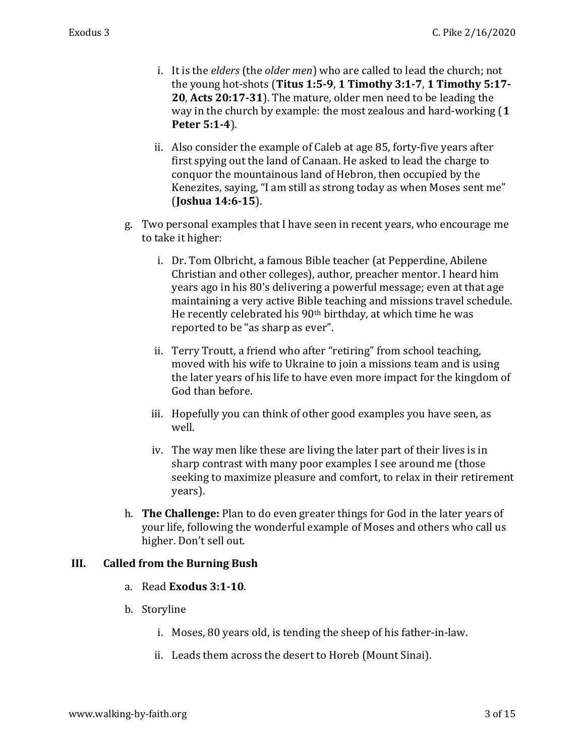i. It is the *elders* (the *older men*) who are called to lead the church; not the young hot-shots (**Titus 1:5-9**, **1 Timothy 3:1-7**, **1 Timothy 5:17-20**, **Acts 20:17-31**). The mature, older men need to be leading the way in the church by example: the most zealous and hard-working (**1 Peter 5:1-4**).

ii. Also consider the example of Caleb at age 85, forty-five years after first spying out the land of Canaan. He asked to lead the charge to conquor the mountainous land of Hebron, then occupied by the Kenezites, saying, "I am still as strong today as when Moses sent me" (**Joshua 14:6-15**).

g. Two personal examples that I have seen in recent years, who encourage me to take it higher:

i. Dr. Tom Olbricht, a famous Bible teacher (at Pepperdine, Abilene Christian and other colleges), author, preacher mentor. I heard him years ago in his 80's delivering a powerful message; even at that age maintaining a very active Bible teaching and missions travel schedule. He recently celebrated his 90th birthday, at which time he was reported to be "as sharp as ever".

ii. Terry Troutt, a friend who after "retiring" from school teaching, moved with his wife to Ukraine to join a missions team and is using the later years of his life to have even more impact for the kingdom of God than before.

iii. Hopefully you can think of other good examples you have seen, as well.

iv. The way men like these are living the later part of their lives is in sharp contrast with many poor examples I see around me (those seeking to maximize pleasure and comfort, to relax in their retirement years).

h. **The Challenge:** Plan to do even greater things for God in the later years of your life, following the wonderful example of Moses and others who call us higher. Don't sell out.

## III. Called from the Burning Bush

a. Read **Exodus 3:1-10**.

b. Storyline

i. Moses, 80 years old, is tending the sheep of his father-in-law.

ii. Leads them across the desert to Horeb (Mount Sinai).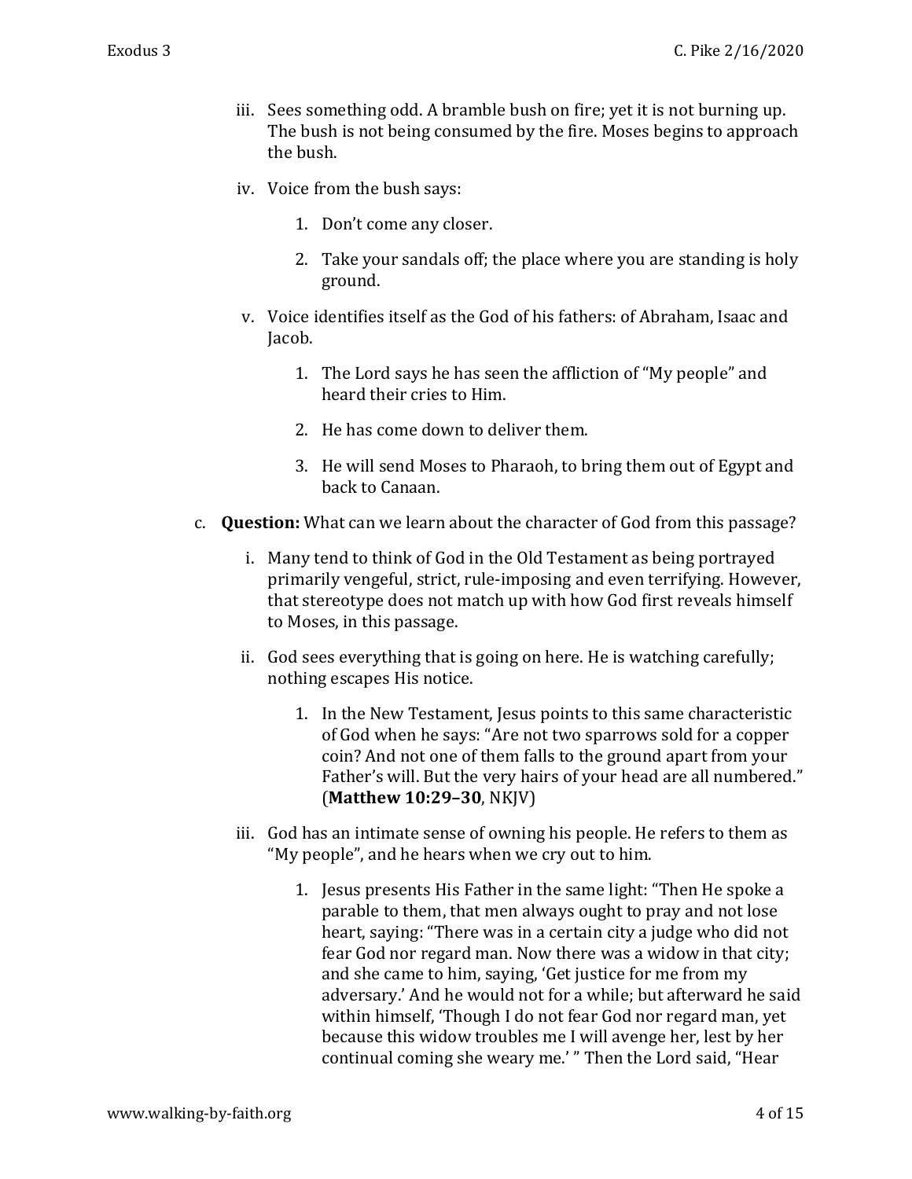iii. Sees something odd. A bramble bush on fire; yet it is not burning up. The bush is not being consumed by the fire. Moses begins to approach the bush.

iv. Voice from the bush says:

1. Don't come any closer.

2. Take your sandals off; the place where you are standing is holy ground.

v. Voice identifies itself as the God of his fathers: of Abraham, Isaac and Jacob.

1. The Lord says he has seen the affliction of "My people" and heard their cries to Him.

2. He has come down to deliver them.

3. He will send Moses to Pharaoh, to bring them out of Egypt and back to Canaan.

c. **Question:** What can we learn about the character of God from this passage?

i. Many tend to think of God in the Old Testament as being portrayed primarily vengeful, strict, rule-imposing and even terrifying. However, that stereotype does not match up with how God first reveals himself to Moses, in this passage.

ii. God sees everything that is going on here. He is watching carefully; nothing escapes His notice.

1. In the New Testament, Jesus points to this same characteristic of God when he says: "Are not two sparrows sold for a copper coin? And not one of them falls to the ground apart from your Father's will. But the very hairs of your head are all numbered." (**Matthew 10:29–30**, NKJV)

iii. God has an intimate sense of owning his people. He refers to them as "My people", and he hears when we cry out to him.

1. Jesus presents His Father in the same light: "Then He spoke a parable to them, that men always ought to pray and not lose heart, saying: "There was in a certain city a judge who did not fear God nor regard man. Now there was a widow in that city; and she came to him, saying, 'Get justice for me from my adversary.' And he would not for a while; but afterward he said within himself, 'Though I do not fear God nor regard man, yet because this widow troubles me I will avenge her, lest by her continual coming she weary me.' " Then the Lord said, "Hear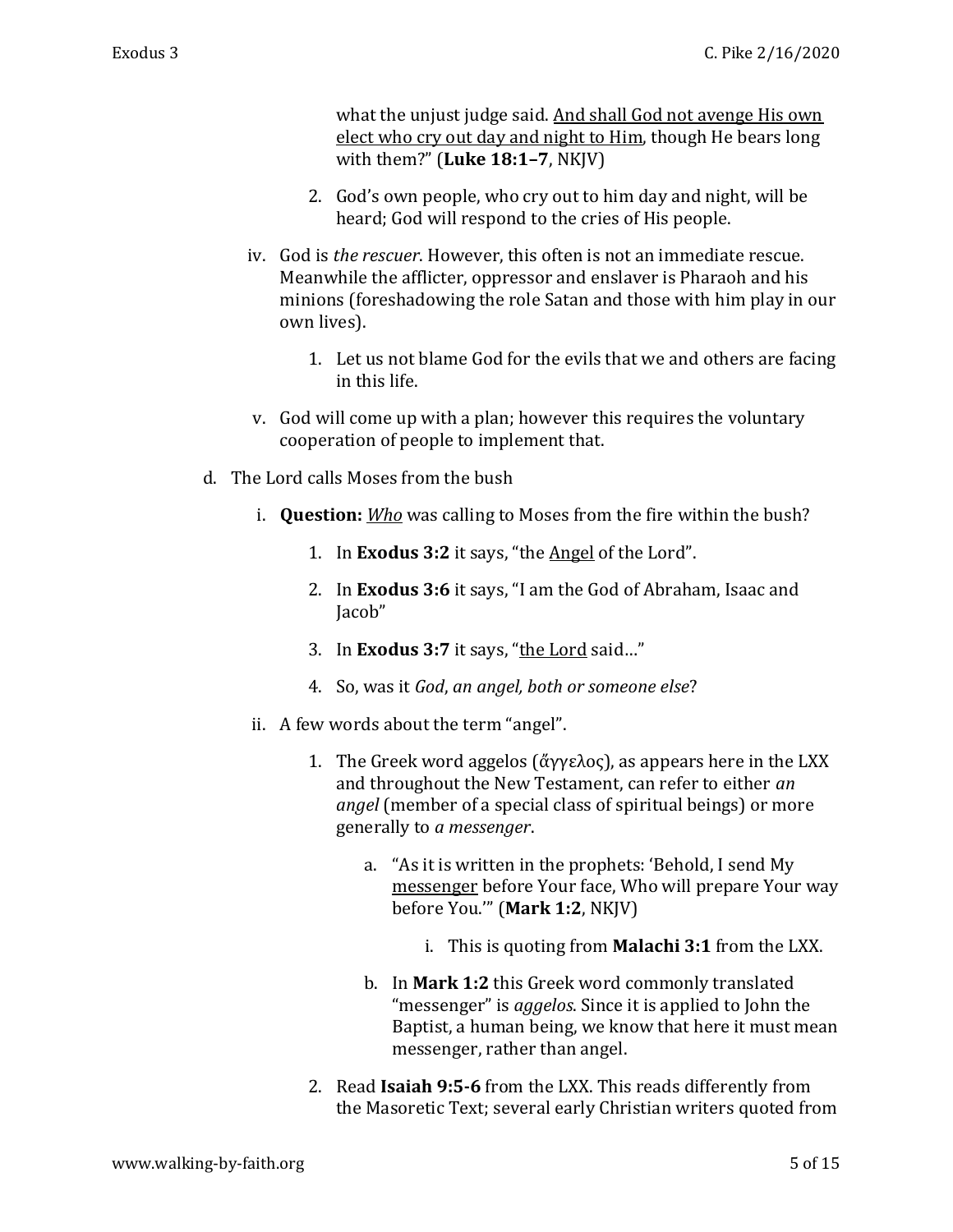what the unjust judge said. <u>And shall God not avenge His own elect who cry out day and night to Him</u>, though He bears long with them?" (**Luke 18:1–7**, NKJV)

2. God's own people, who cry out to him day and night, will be heard; God will respond to the cries of His people.

iv. God is *the rescuer*. However, this often is not an immediate rescue. Meanwhile the afflicter, oppressor and enslaver is Pharaoh and his minions (foreshadowing the role Satan and those with him play in our own lives).

   1. Let us not blame God for the evils that we and others are facing in this life.

v. God will come up with a plan; however this requires the voluntary cooperation of people to implement that.

d. The Lord calls Moses from the bush

   i. **Question:** ***<u>Who</u>*** was calling to Moses from the fire within the bush?

      1. In **Exodus 3:2** it says, "the <u>Angel</u> of the Lord".

      2. In **Exodus 3:6** it says, "I am the God of Abraham, Isaac and Jacob"

      3. In **Exodus 3:7** it says, "<u>the Lord</u> said…"

      4. So, was it *God*, *an angel, both or someone else*?

   ii. A few words about the term "angel".

      1. The Greek word aggelos (ἄγγελος), as appears here in the LXX and throughout the New Testament, can refer to either *an angel* (member of a special class of spiritual beings) or more generally to *a messenger*.

         a. "As it is written in the prophets: 'Behold, I send My <u>messenger</u> before Your face, Who will prepare Your way before You.'" (**Mark 1:2**, NKJV)

            i. This is quoting from **Malachi 3:1** from the LXX.

         b. In **Mark 1:2** this Greek word commonly translated "messenger" is *aggelos*. Since it is applied to John the Baptist, a human being, we know that here it must mean messenger, rather than angel.

      2. Read **Isaiah 9:5-6** from the LXX. This reads differently from the Masoretic Text; several early Christian writers quoted from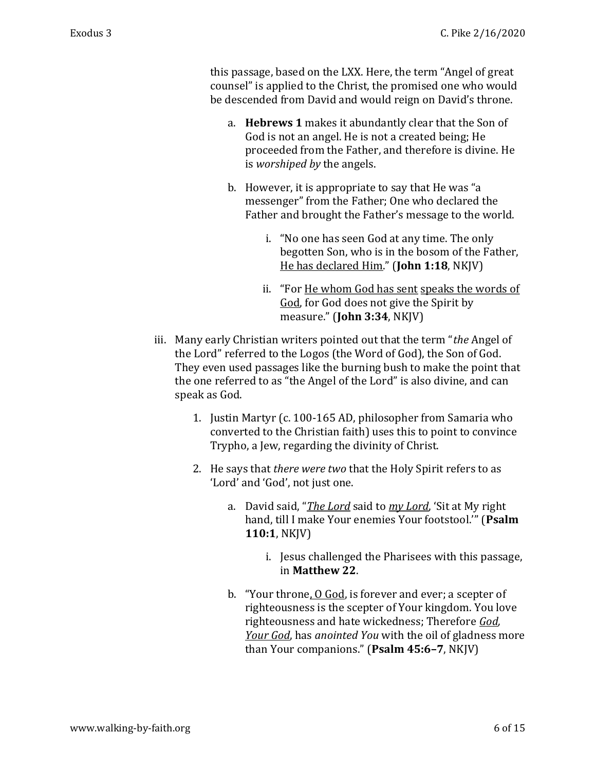this passage, based on the LXX. Here, the term "Angel of great counsel" is applied to the Christ, the promised one who would be descended from David and would reign on David's throne.

a. **Hebrews 1** makes it abundantly clear that the Son of God is not an angel. He is not a created being; He proceeded from the Father, and therefore is divine. He is *worshiped by* the angels.

b. However, it is appropriate to say that He was "a messenger" from the Father; One who declared the Father and brought the Father's message to the world.

   i. "No one has seen God at any time. The only begotten Son, who is in the bosom of the Father, <u>He has declared Him</u>." (**John 1:18**, NKJV)

   ii. "For <u>He whom God has sent</u> <u>speaks the words of God</u>, for God does not give the Spirit by measure." (**John 3:34**, NKJV)

iii. Many early Christian writers pointed out that the term "*the* Angel of the Lord" referred to the Logos (the Word of God), the Son of God. They even used passages like the burning bush to make the point that the one referred to as "the Angel of the Lord" is also divine, and can speak as God.

1. Justin Martyr (c. 100-165 AD, philosopher from Samaria who converted to the Christian faith) uses this to point to convince Trypho, a Jew, regarding the divinity of Christ.

2. He says that *there were two* that the Holy Spirit refers to as 'Lord' and 'God', not just one.

   a. David said, "*<u>The Lord</u>* said to *<u>my Lord</u>*, 'Sit at My right hand, till I make Your enemies Your footstool.'" (**Psalm 110:1**, NKJV)

      i. Jesus challenged the Pharisees with this passage, in **Matthew 22**.

   b. "Your throne<u>, O God</u>, is forever and ever; a scepter of righteousness is the scepter of Your kingdom. You love righteousness and hate wickedness; Therefore *<u>God, Your God</u>*, has *anointed You* with the oil of gladness more than Your companions." (**Psalm 45:6–7**, NKJV)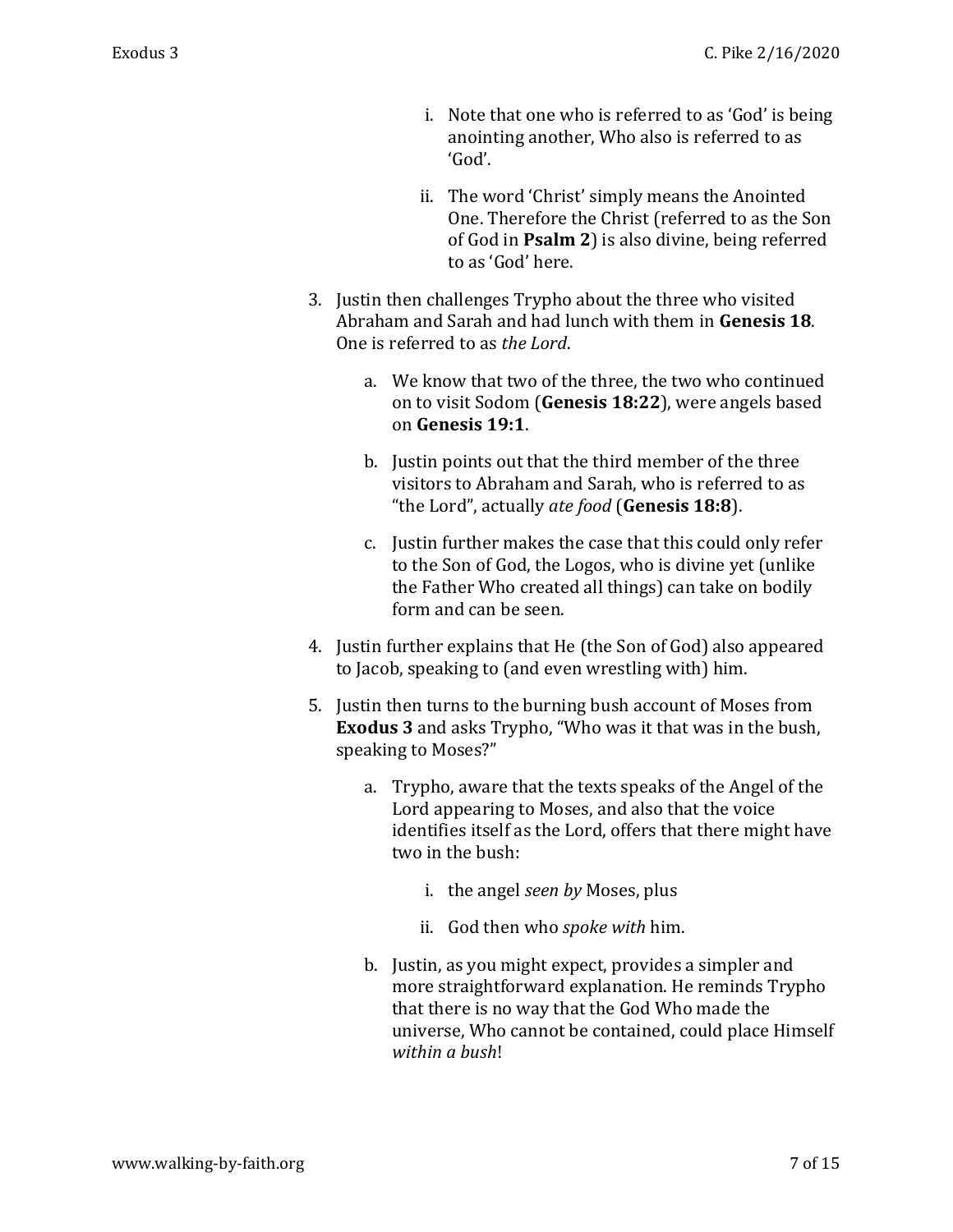i. Note that one who is referred to as 'God' is being anointing another, Who also is referred to as 'God'.

            ii. The word 'Christ' simply means the Anointed One. Therefore the Christ (referred to as the Son of God in **Psalm 2**) is also divine, being referred to as 'God' here.

3. Justin then challenges Trypho about the three who visited Abraham and Sarah and had lunch with them in **Genesis 18**. One is referred to as *the Lord*.

    a. We know that two of the three, the two who continued on to visit Sodom (**Genesis 18:22**), were angels based on **Genesis 19:1**.

    b. Justin points out that the third member of the three visitors to Abraham and Sarah, who is referred to as "the Lord", actually *ate food* (**Genesis 18:8**).

    c. Justin further makes the case that this could only refer to the Son of God, the Logos, who is divine yet (unlike the Father Who created all things) can take on bodily form and can be seen.

4. Justin further explains that He (the Son of God) also appeared to Jacob, speaking to (and even wrestling with) him.

5. Justin then turns to the burning bush account of Moses from **Exodus 3** and asks Trypho, "Who was it that was in the bush, speaking to Moses?"

    a. Trypho, aware that the texts speaks of the Angel of the Lord appearing to Moses, and also that the voice identifies itself as the Lord, offers that there might have two in the bush:

        i. the angel *seen by* Moses, plus

        ii. God then who *spoke with* him.

    b. Justin, as you might expect, provides a simpler and more straightforward explanation. He reminds Trypho that there is no way that the God Who made the universe, Who cannot be contained, could place Himself *within a bush*!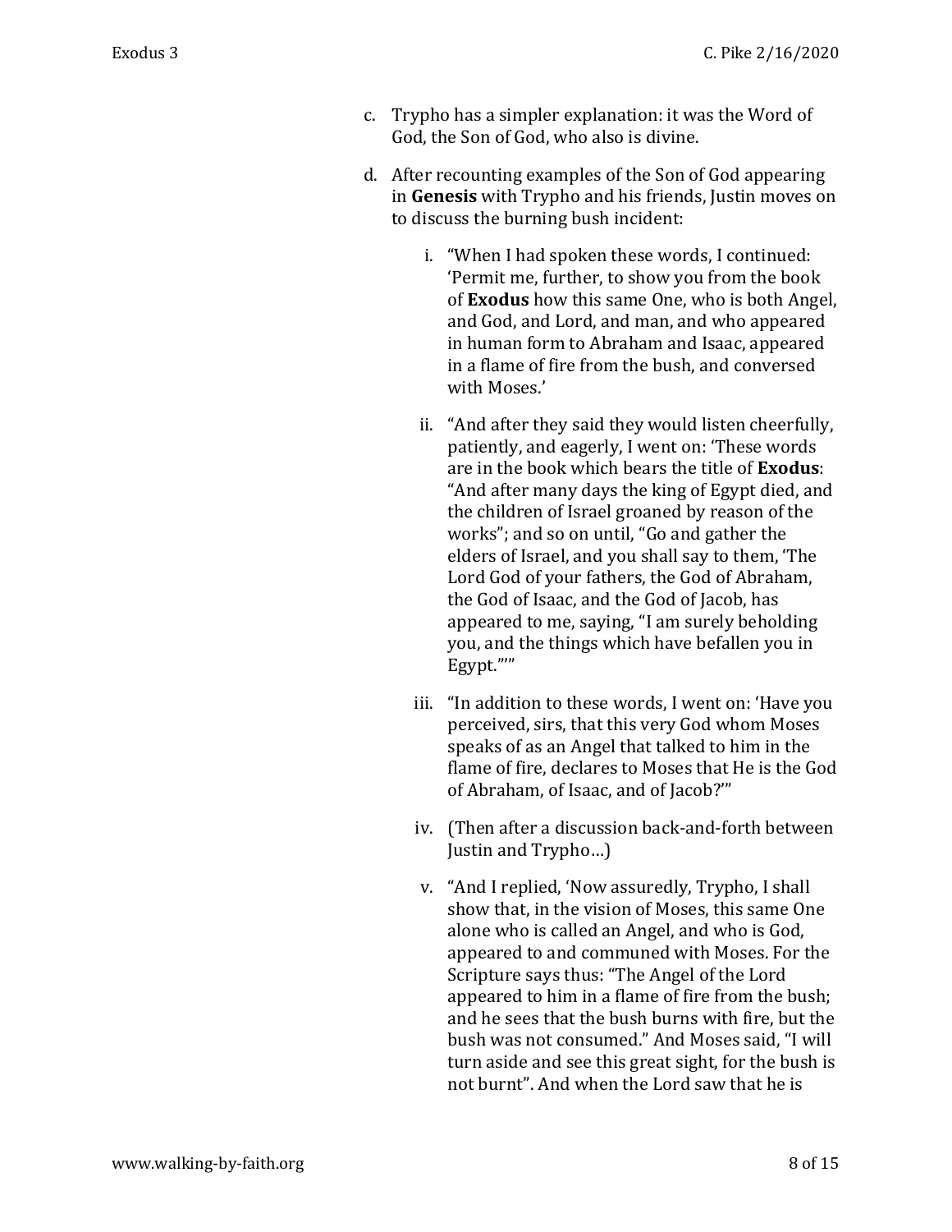c. Trypho has a simpler explanation: it was the Word of God, the Son of God, who also is divine.

d. After recounting examples of the Son of God appearing in **Genesis** with Trypho and his friends, Justin moves on to discuss the burning bush incident:

   i. "When I had spoken these words, I continued: 'Permit me, further, to show you from the book of **Exodus** how this same One, who is both Angel, and God, and Lord, and man, and who appeared in human form to Abraham and Isaac, appeared in a flame of fire from the bush, and conversed with Moses.'

   ii. "And after they said they would listen cheerfully, patiently, and eagerly, I went on: 'These words are in the book which bears the title of **Exodus**: "And after many days the king of Egypt died, and the children of Israel groaned by reason of the works"; and so on until, "Go and gather the elders of Israel, and you shall say to them, 'The Lord God of your fathers, the God of Abraham, the God of Isaac, and the God of Jacob, has appeared to me, saying, "I am surely beholding you, and the things which have befallen you in Egypt."'"

   iii. "In addition to these words, I went on: 'Have you perceived, sirs, that this very God whom Moses speaks of as an Angel that talked to him in the flame of fire, declares to Moses that He is the God of Abraham, of Isaac, and of Jacob?'"

   iv. (Then after a discussion back-and-forth between Justin and Trypho…)

   v. "And I replied, 'Now assuredly, Trypho, I shall show that, in the vision of Moses, this same One alone who is called an Angel, and who is God, appeared to and communed with Moses. For the Scripture says thus: "The Angel of the Lord appeared to him in a flame of fire from the bush; and he sees that the bush burns with fire, but the bush was not consumed." And Moses said, "I will turn aside and see this great sight, for the bush is not burnt". And when the Lord saw that he is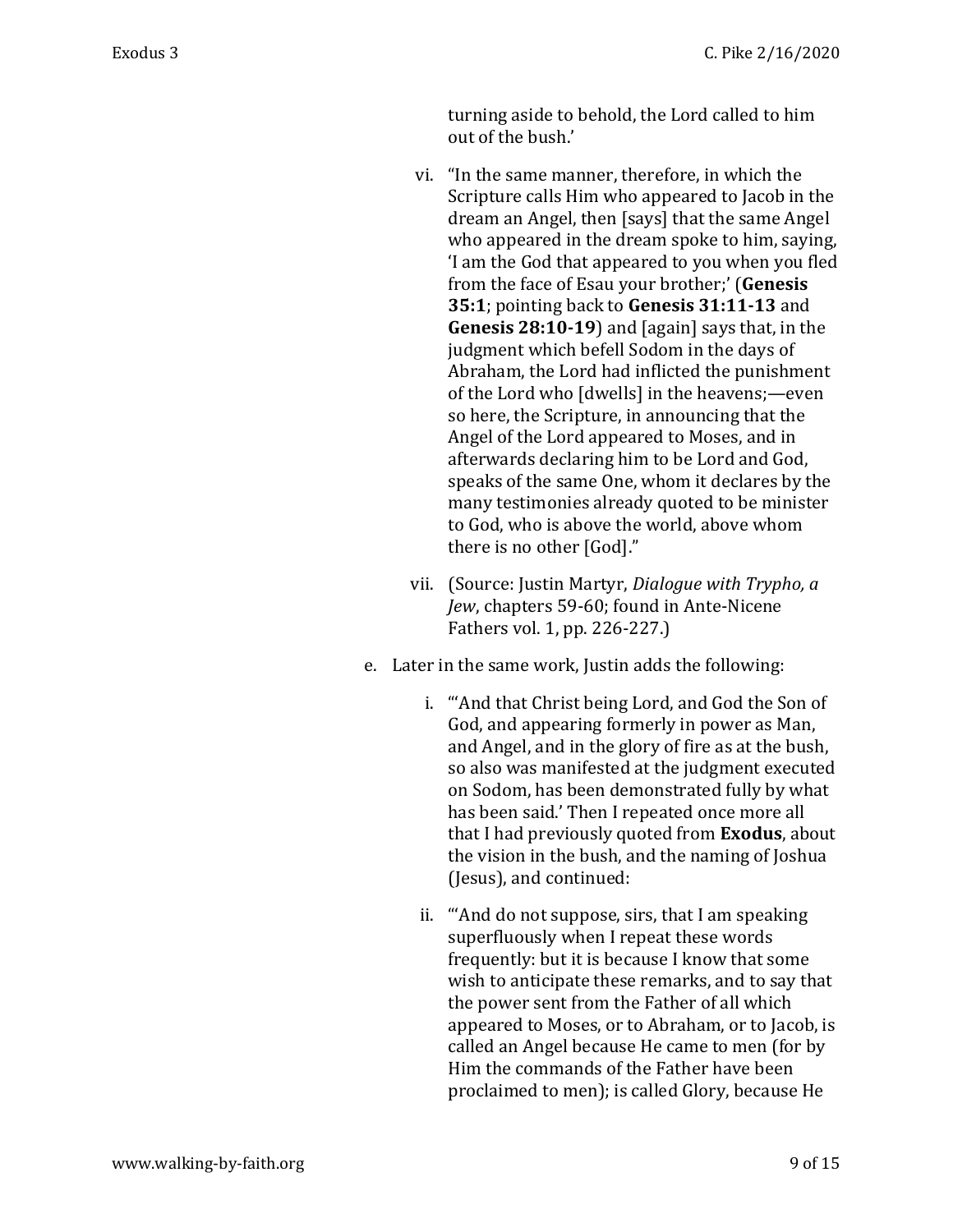turning aside to behold, the Lord called to him out of the bush.'

vi. "In the same manner, therefore, in which the Scripture calls Him who appeared to Jacob in the dream an Angel, then [says] that the same Angel who appeared in the dream spoke to him, saying, 'I am the God that appeared to you when you fled from the face of Esau your brother;' (**Genesis 35:1**; pointing back to **Genesis 31:11-13** and **Genesis 28:10-19**) and [again] says that, in the judgment which befell Sodom in the days of Abraham, the Lord had inflicted the punishment of the Lord who [dwells] in the heavens;—even so here, the Scripture, in announcing that the Angel of the Lord appeared to Moses, and in afterwards declaring him to be Lord and God, speaks of the same One, whom it declares by the many testimonies already quoted to be minister to God, who is above the world, above whom there is no other [God]."

vii. (Source: Justin Martyr, *Dialogue with Trypho, a Jew*, chapters 59-60; found in Ante-Nicene Fathers vol. 1, pp. 226-227.)

e. Later in the same work, Justin adds the following:

   i. "'And that Christ being Lord, and God the Son of God, and appearing formerly in power as Man, and Angel, and in the glory of fire as at the bush, so also was manifested at the judgment executed on Sodom, has been demonstrated fully by what has been said.' Then I repeated once more all that I had previously quoted from **Exodus**, about the vision in the bush, and the naming of Joshua (Jesus), and continued:

   ii. "'And do not suppose, sirs, that I am speaking superfluously when I repeat these words frequently: but it is because I know that some wish to anticipate these remarks, and to say that the power sent from the Father of all which appeared to Moses, or to Abraham, or to Jacob, is called an Angel because He came to men (for by Him the commands of the Father have been proclaimed to men); is called Glory, because He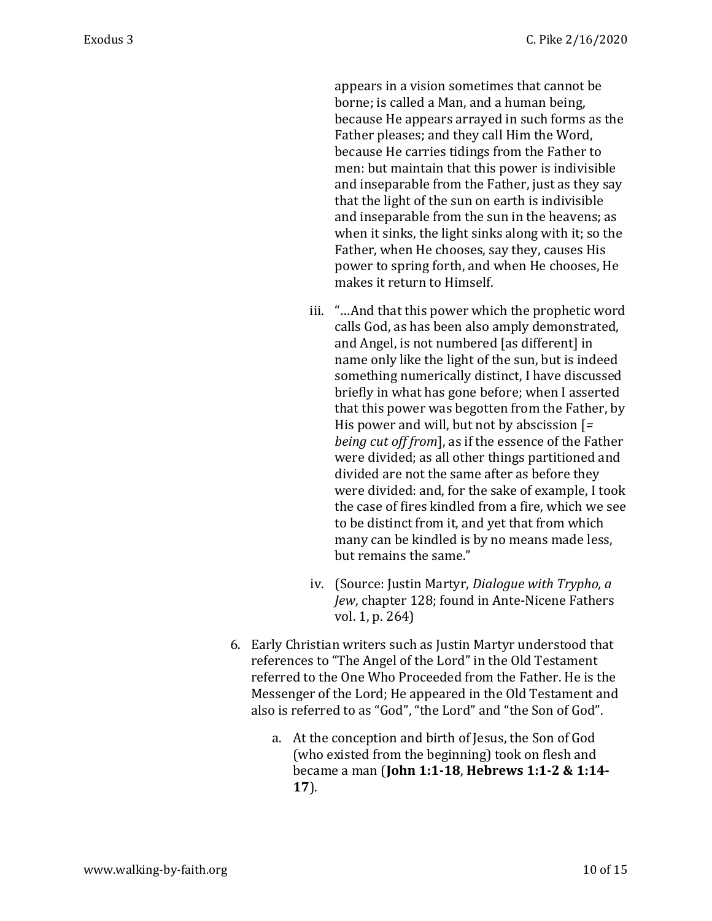appears in a vision sometimes that cannot be borne; is called a Man, and a human being, because He appears arrayed in such forms as the Father pleases; and they call Him the Word, because He carries tidings from the Father to men: but maintain that this power is indivisible and inseparable from the Father, just as they say that the light of the sun on earth is indivisible and inseparable from the sun in the heavens; as when it sinks, the light sinks along with it; so the Father, when He chooses, say they, causes His power to spring forth, and when He chooses, He makes it return to Himself.

iii. "…And that this power which the prophetic word calls God, as has been also amply demonstrated, and Angel, is not numbered [as different] in name only like the light of the sun, but is indeed something numerically distinct, I have discussed briefly in what has gone before; when I asserted that this power was begotten from the Father, by His power and will, but not by abscission [= *being cut off from*], as if the essence of the Father were divided; as all other things partitioned and divided are not the same after as before they were divided: and, for the sake of example, I took the case of fires kindled from a fire, which we see to be distinct from it, and yet that from which many can be kindled is by no means made less, but remains the same."

iv. (Source: Justin Martyr, *Dialogue with Trypho, a Jew*, chapter 128; found in Ante-Nicene Fathers vol. 1, p. 264)

6. Early Christian writers such as Justin Martyr understood that references to "The Angel of the Lord" in the Old Testament referred to the One Who Proceeded from the Father. He is the Messenger of the Lord; He appeared in the Old Testament and also is referred to as "God", "the Lord" and "the Son of God".

    a. At the conception and birth of Jesus, the Son of God (who existed from the beginning) took on flesh and became a man (**John 1:1-18**, **Hebrews 1:1-2 & 1:14-17**).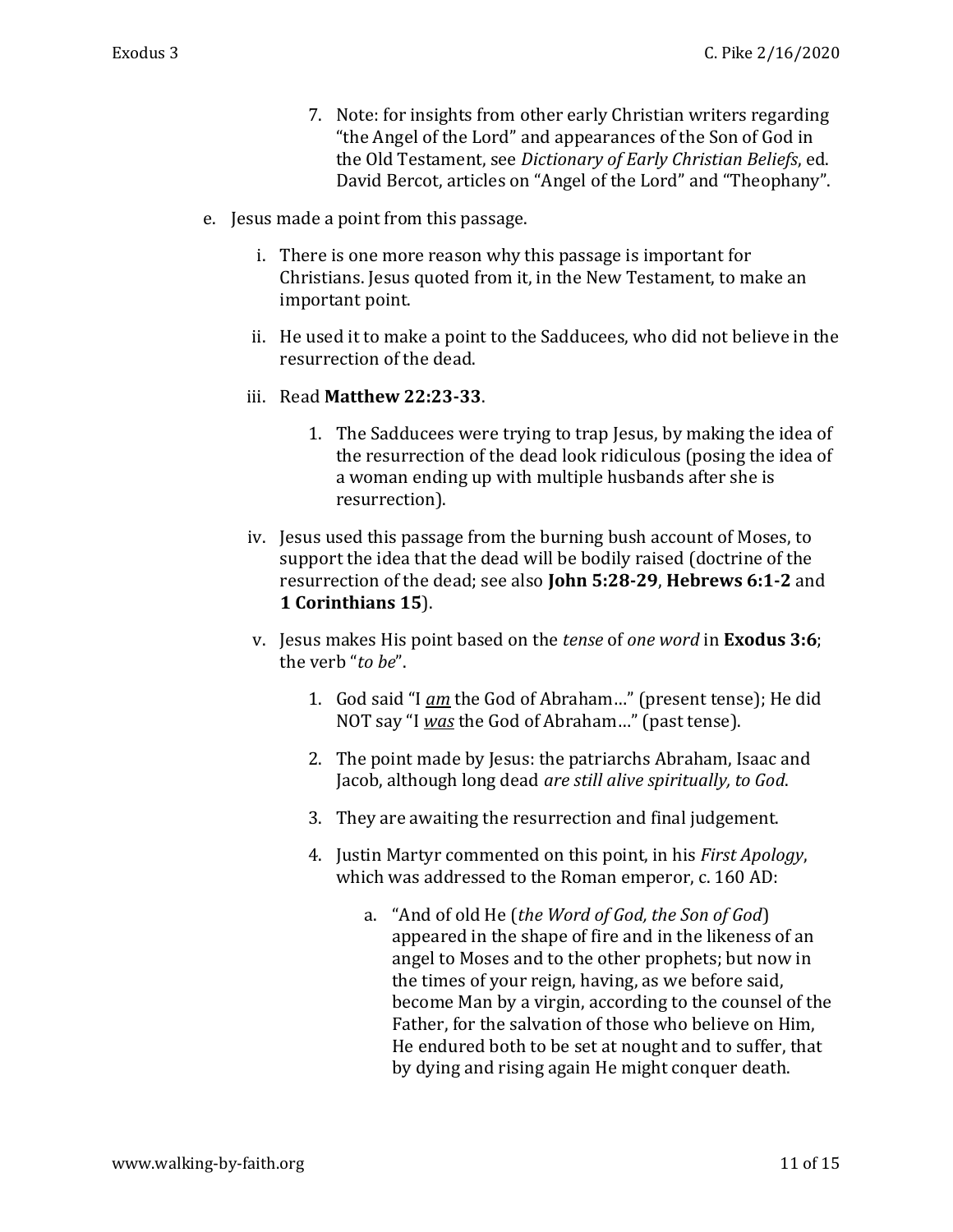7. Note: for insights from other early Christian writers regarding "the Angel of the Lord" and appearances of the Son of God in the Old Testament, see *Dictionary of Early Christian Beliefs*, ed. David Bercot, articles on "Angel of the Lord" and "Theophany".

e. Jesus made a point from this passage.

   i. There is one more reason why this passage is important for Christians. Jesus quoted from it, in the New Testament, to make an important point.

   ii. He used it to make a point to the Sadducees, who did not believe in the resurrection of the dead.

   iii. Read **Matthew 22:23-33**.

      1. The Sadducees were trying to trap Jesus, by making the idea of the resurrection of the dead look ridiculous (posing the idea of a woman ending up with multiple husbands after she is resurrection).

   iv. Jesus used this passage from the burning bush account of Moses, to support the idea that the dead will be bodily raised (doctrine of the resurrection of the dead; see also **John 5:28-29**, **Hebrews 6:1-2** and **1 Corinthians 15**).

   v. Jesus makes His point based on the *tense* of *one word* in **Exodus 3:6**; the verb "*to be*".

      1. God said "I ***am*** the God of Abraham…" (present tense); He did NOT say "I ***was*** the God of Abraham…" (past tense).

      2. The point made by Jesus: the patriarchs Abraham, Isaac and Jacob, although long dead *are still alive spiritually, to God*.

      3. They are awaiting the resurrection and final judgement.

      4. Justin Martyr commented on this point, in his *First Apology*, which was addressed to the Roman emperor, c. 160 AD:

         a. "And of old He (*the Word of God, the Son of God*) appeared in the shape of fire and in the likeness of an angel to Moses and to the other prophets; but now in the times of your reign, having, as we before said, become Man by a virgin, according to the counsel of the Father, for the salvation of those who believe on Him, He endured both to be set at nought and to suffer, that by dying and rising again He might conquer death.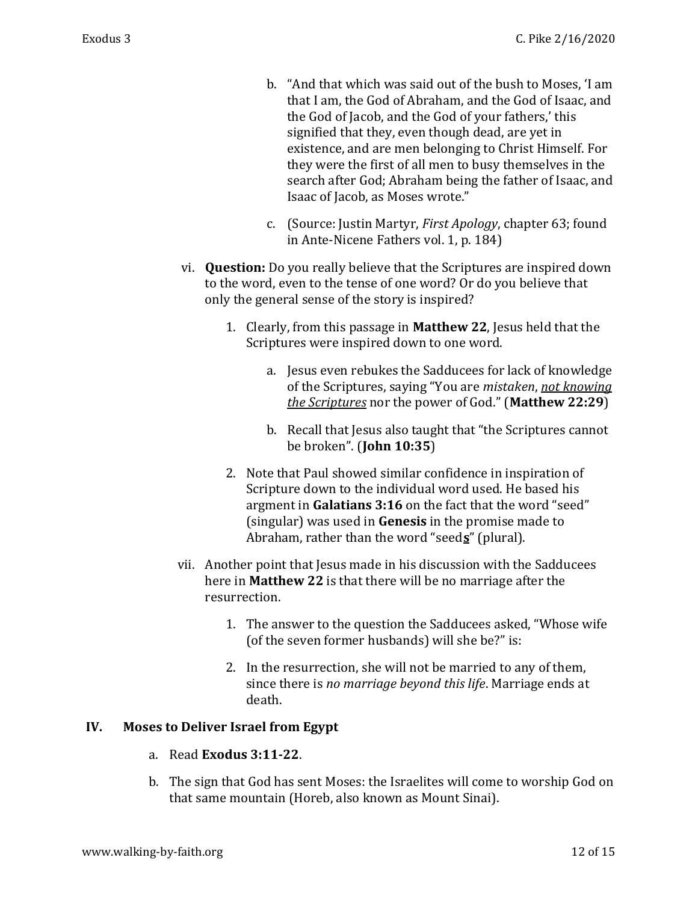b. "And that which was said out of the bush to Moses, 'I am that I am, the God of Abraham, and the God of Isaac, and the God of Jacob, and the God of your fathers,' this signified that they, even though dead, are yet in existence, and are men belonging to Christ Himself. For they were the first of all men to busy themselves in the search after God; Abraham being the father of Isaac, and Isaac of Jacob, as Moses wrote."

c. (Source: Justin Martyr, *First Apology*, chapter 63; found in Ante-Nicene Fathers vol. 1, p. 184)

vi. **Question:** Do you really believe that the Scriptures are inspired down to the word, even to the tense of one word? Or do you believe that only the general sense of the story is inspired?

1. Clearly, from this passage in **Matthew 22**, Jesus held that the Scriptures were inspired down to one word.

   a. Jesus even rebukes the Sadducees for lack of knowledge of the Scriptures, saying "You are *mistaken*, *<u>not knowing the Scriptures</u>* nor the power of God." (**Matthew 22:29**)

   b. Recall that Jesus also taught that "the Scriptures cannot be broken". (**John 10:35**)

2. Note that Paul showed similar confidence in inspiration of Scripture down to the individual word used. He based his argment in **Galatians 3:16** on the fact that the word "seed" (singular) was used in **Genesis** in the promise made to Abraham, rather than the word "seed**<u>s</u>**" (plural).

vii. Another point that Jesus made in his discussion with the Sadducees here in **Matthew 22** is that there will be no marriage after the resurrection.

1. The answer to the question the Sadducees asked, "Whose wife (of the seven former husbands) will she be?" is:

2. In the resurrection, she will not be married to any of them, since there is *no marriage beyond this life*. Marriage ends at death.

## IV. Moses to Deliver Israel from Egypt

a. Read **Exodus 3:11-22**.

b. The sign that God has sent Moses: the Israelites will come to worship God on that same mountain (Horeb, also known as Mount Sinai).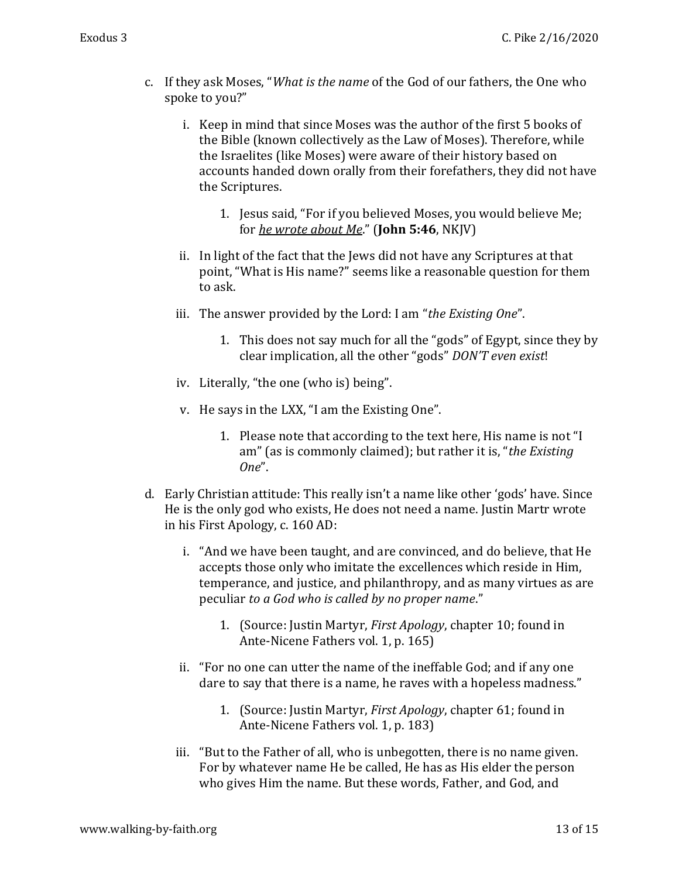c. If they ask Moses, "*What is the name* of the God of our fathers, the One who spoke to you?"

   i. Keep in mind that since Moses was the author of the first 5 books of the Bible (known collectively as the Law of Moses). Therefore, while the Israelites (like Moses) were aware of their history based on accounts handed down orally from their forefathers, they did not have the Scriptures.

      1. Jesus said, "For if you believed Moses, you would believe Me; for *he wrote about Me*." (**John 5:46**, NKJV)

   ii. In light of the fact that the Jews did not have any Scriptures at that point, "What is His name?" seems like a reasonable question for them to ask.

   iii. The answer provided by the Lord: I am "*the Existing One*".

      1. This does not say much for all the "gods" of Egypt, since they by clear implication, all the other "gods" *DON'T even exist*!

   iv. Literally, "the one (who is) being".

   v. He says in the LXX, "I am the Existing One".

      1. Please note that according to the text here, His name is not "I am" (as is commonly claimed); but rather it is, "*the Existing One*".

d. Early Christian attitude: This really isn't a name like other 'gods' have. Since He is the only god who exists, He does not need a name. Justin Martr wrote in his First Apology, c. 160 AD:

   i. "And we have been taught, and are convinced, and do believe, that He accepts those only who imitate the excellences which reside in Him, temperance, and justice, and philanthropy, and as many virtues as are peculiar *to a God who is called by no proper name*."

      1. (Source: Justin Martyr, *First Apology*, chapter 10; found in Ante-Nicene Fathers vol. 1, p. 165)

   ii. "For no one can utter the name of the ineffable God; and if any one dare to say that there is a name, he raves with a hopeless madness."

      1. (Source: Justin Martyr, *First Apology*, chapter 61; found in Ante-Nicene Fathers vol. 1, p. 183)

   iii. "But to the Father of all, who is unbegotten, there is no name given. For by whatever name He be called, He has as His elder the person who gives Him the name. But these words, Father, and God, and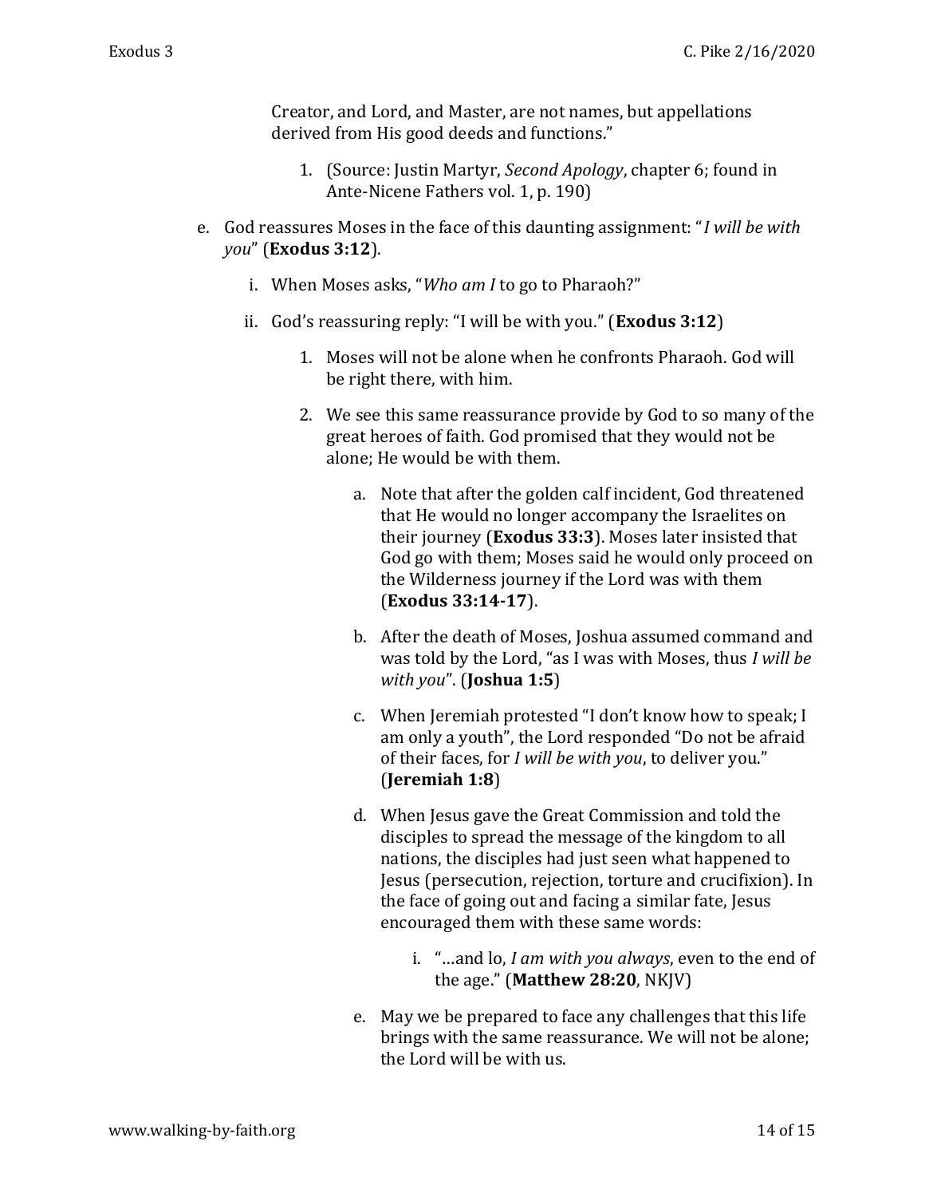Creator, and Lord, and Master, are not names, but appellations derived from His good deeds and functions."

1. (Source: Justin Martyr, *Second Apology*, chapter 6; found in Ante-Nicene Fathers vol. 1, p. 190)

e. God reassures Moses in the face of this daunting assignment: "*I will be with you*" (**Exodus 3:12**).

   i. When Moses asks, "*Who am I* to go to Pharaoh?"

   ii. God's reassuring reply: "I will be with you." (**Exodus 3:12**)

      1. Moses will not be alone when he confronts Pharaoh. God will be right there, with him.

      2. We see this same reassurance provide by God to so many of the great heroes of faith. God promised that they would not be alone; He would be with them.

         a. Note that after the golden calf incident, God threatened that He would no longer accompany the Israelites on their journey (**Exodus 33:3**). Moses later insisted that God go with them; Moses said he would only proceed on the Wilderness journey if the Lord was with them (**Exodus 33:14-17**).

         b. After the death of Moses, Joshua assumed command and was told by the Lord, "as I was with Moses, thus *I will be with you*". (**Joshua 1:5**)

         c. When Jeremiah protested "I don't know how to speak; I am only a youth", the Lord responded "Do not be afraid of their faces, for *I will be with you*, to deliver you." (**Jeremiah 1:8**)

         d. When Jesus gave the Great Commission and told the disciples to spread the message of the kingdom to all nations, the disciples had just seen what happened to Jesus (persecution, rejection, torture and crucifixion). In the face of going out and facing a similar fate, Jesus encouraged them with these same words:

            i. "…and lo, *I am with you always*, even to the end of the age." (**Matthew 28:20**, NKJV)

         e. May we be prepared to face any challenges that this life brings with the same reassurance. We will not be alone; the Lord will be with us.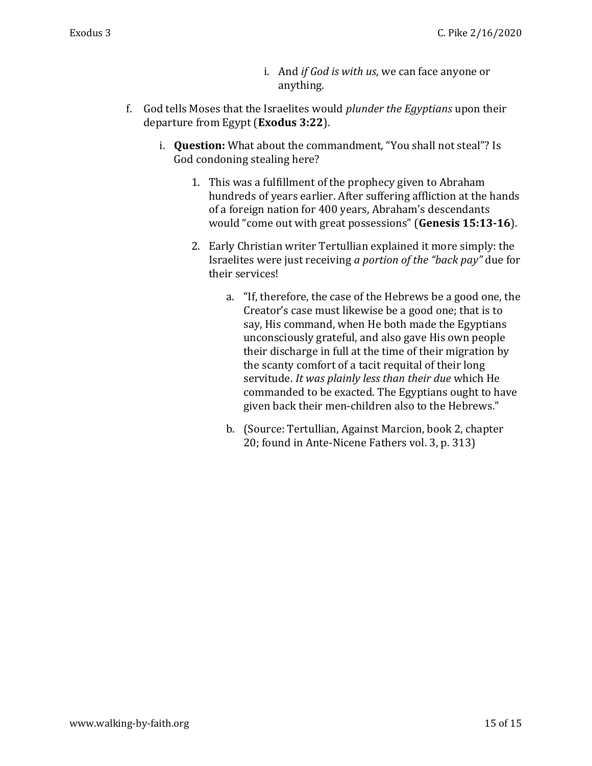i. And *if God is with us*, we can face anyone or anything.

f. God tells Moses that the Israelites would *plunder the Egyptians* upon their departure from Egypt (**Exodus 3:22**).

   i. **Question:** What about the commandment, "You shall not steal"? Is God condoning stealing here?

      1. This was a fulfillment of the prophecy given to Abraham hundreds of years earlier. After suffering affliction at the hands of a foreign nation for 400 years, Abraham's descendants would "come out with great possessions" (**Genesis 15:13-16**).

      2. Early Christian writer Tertullian explained it more simply: the Israelites were just receiving *a portion of the "back pay"* due for their services!

         a. "If, therefore, the case of the Hebrews be a good one, the Creator's case must likewise be a good one; that is to say, His command, when He both made the Egyptians unconsciously grateful, and also gave His own people their discharge in full at the time of their migration by the scanty comfort of a tacit requital of their long servitude. *It was plainly less than their due* which He commanded to be exacted. The Egyptians ought to have given back their men-children also to the Hebrews."

         b. (Source: Tertullian, Against Marcion, book 2, chapter 20; found in Ante-Nicene Fathers vol. 3, p. 313)